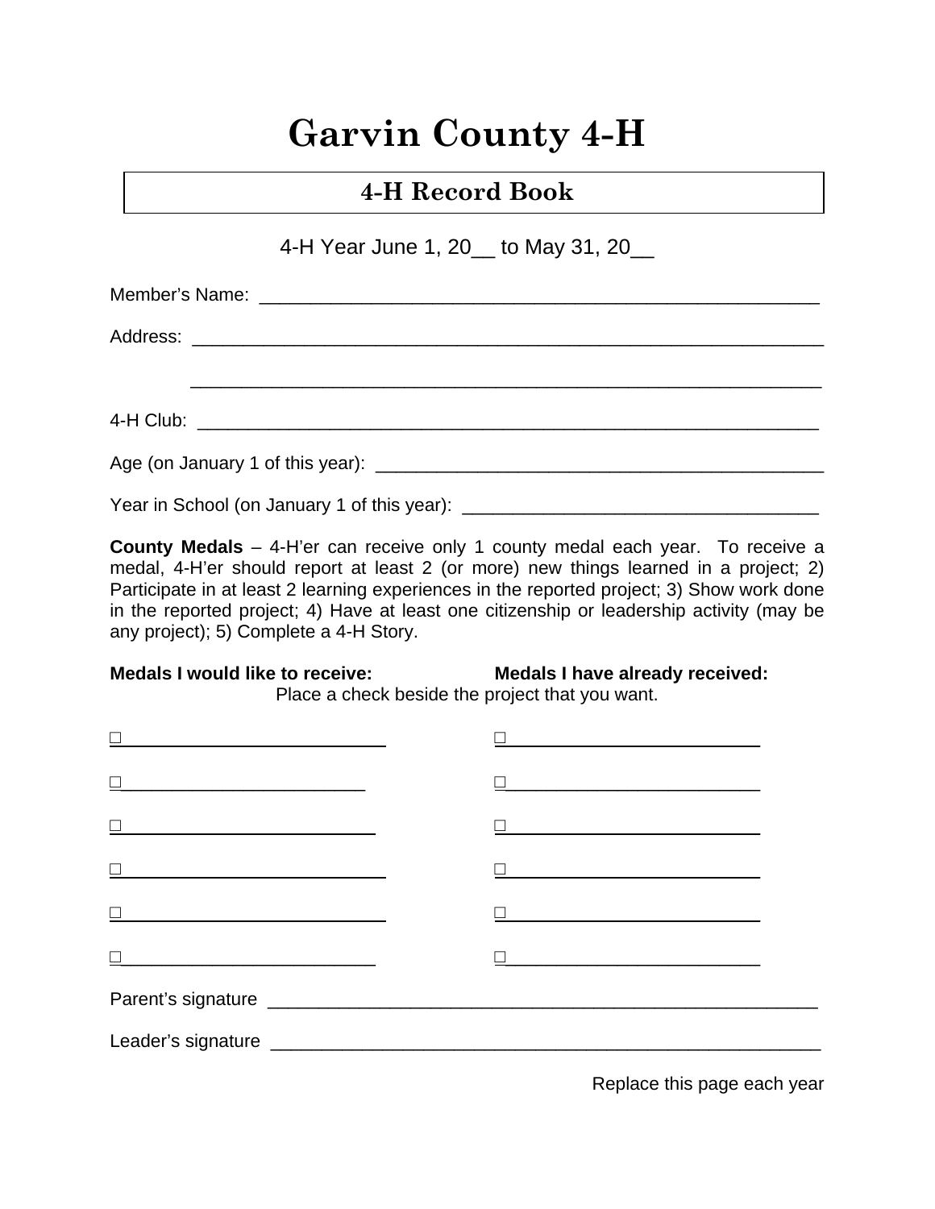# Garvin County 4-H

## 4-H Record Book

4-H Year June 1, 20__ to May 31, 20__

Member's Name: ________________________________________________________

Address: ______________________________________________________________

______________________________________________________________

4-H Club: _____________________________________________________________

Age (on January 1 of this year): ____________________________________________

Year in School (on January 1 of this year): ___________________________________

**County Medals** – 4-H'er can receive only 1 county medal each year. To receive a medal, 4-H'er should report at least 2 (or more) new things learned in a project; 2) Participate in at least 2 learning experiences in the reported project; 3) Show work done in the reported project; 4) Have at least one citizenship or leadership activity (may be any project); 5) Complete a 4-H Story.

| **Medals I would like to receive:** | **Medals I have already received:** |
|---|---|
| Place a check beside the project that you want. | |
| ☐ ___________________________ | ☐ ___________________________ |
| ☐ ___________________________ | ☐ ___________________________ |
| ☐ ___________________________ | ☐ ___________________________ |
| ☐ ___________________________ | ☐ ___________________________ |
| ☐ ___________________________ | ☐ ___________________________ |
| ☐ ___________________________ | ☐ ___________________________ |

Parent's signature ______________________________________________________

Leader's signature ______________________________________________________

Replace this page each year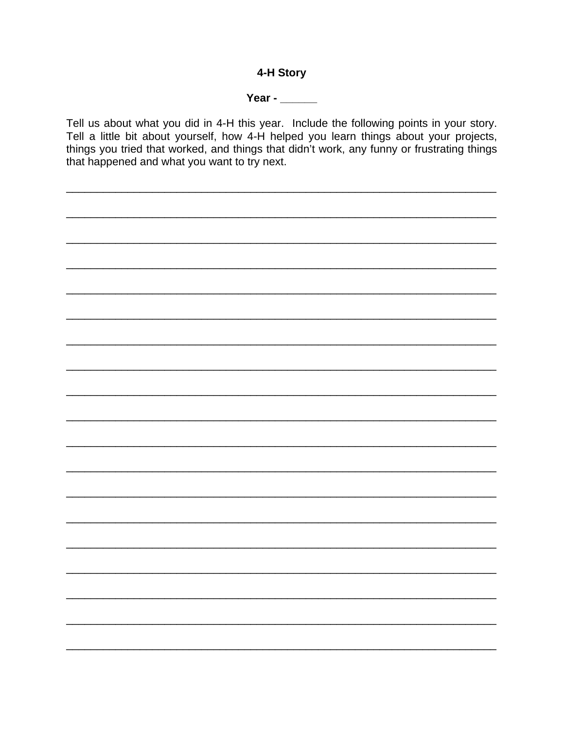**4-H Story**

**Year - ______**

Tell us about what you did in 4-H this year. Include the following points in your story. Tell a little bit about yourself, how 4-H helped you learn things about your projects, things you tried that worked, and things that didn't work, any funny or frustrating things that happened and what you want to try next.

______________________________________________________________________

______________________________________________________________________

______________________________________________________________________

______________________________________________________________________

______________________________________________________________________

______________________________________________________________________

______________________________________________________________________

______________________________________________________________________

______________________________________________________________________

______________________________________________________________________

______________________________________________________________________

______________________________________________________________________

______________________________________________________________________

______________________________________________________________________

______________________________________________________________________

______________________________________________________________________

______________________________________________________________________

______________________________________________________________________

______________________________________________________________________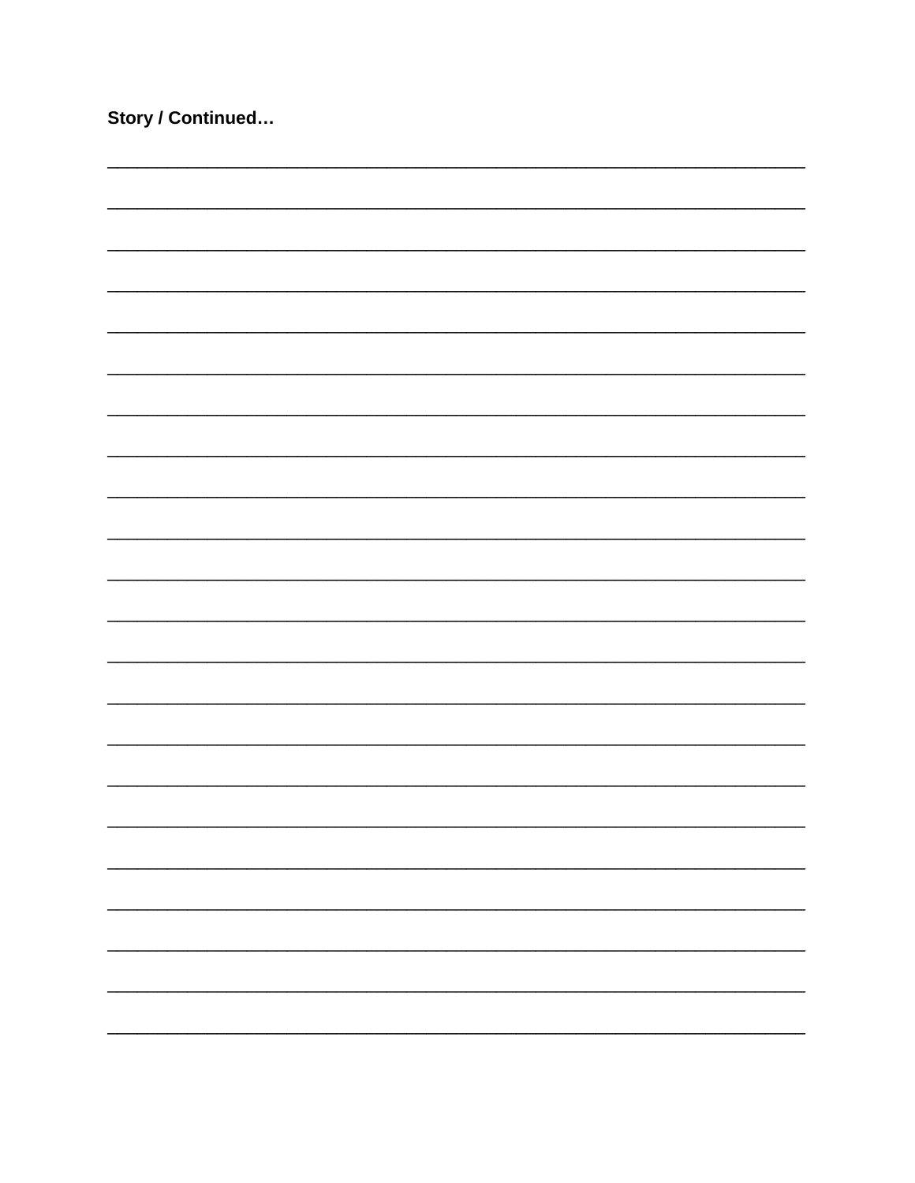**Story / Continued…**

______________________________________________________________________________

______________________________________________________________________________

______________________________________________________________________________

______________________________________________________________________________

______________________________________________________________________________

______________________________________________________________________________

______________________________________________________________________________

______________________________________________________________________________

______________________________________________________________________________

______________________________________________________________________________

______________________________________________________________________________

______________________________________________________________________________

______________________________________________________________________________

______________________________________________________________________________

______________________________________________________________________________

______________________________________________________________________________

______________________________________________________________________________

______________________________________________________________________________

______________________________________________________________________________

______________________________________________________________________________

______________________________________________________________________________

______________________________________________________________________________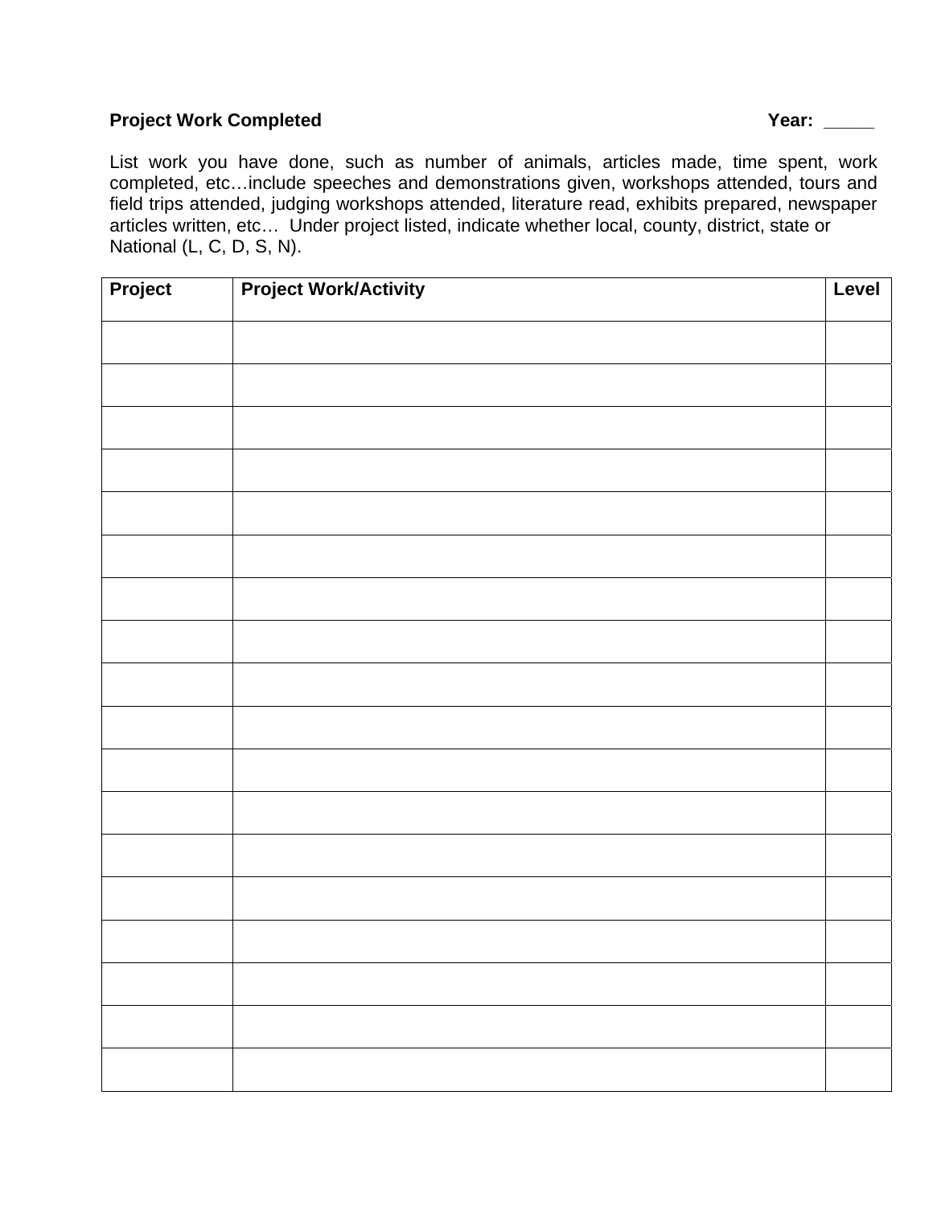**Project Work Completed** **Year: _____**

List work you have done, such as number of animals, articles made, time spent, work completed, etc…include speeches and demonstrations given, workshops attended, tours and field trips attended, judging workshops attended, literature read, exhibits prepared, newspaper articles written, etc… Under project listed, indicate whether local, county, district, state or National (L, C, D, S, N).

| Project | Project Work/Activity | Level |
|---|---|---|
| | | |
| | | |
| | | |
| | | |
| | | |
| | | |
| | | |
| | | |
| | | |
| | | |
| | | |
| | | |
| | | |
| | | |
| | | |
| | | |
| | | |
| | | |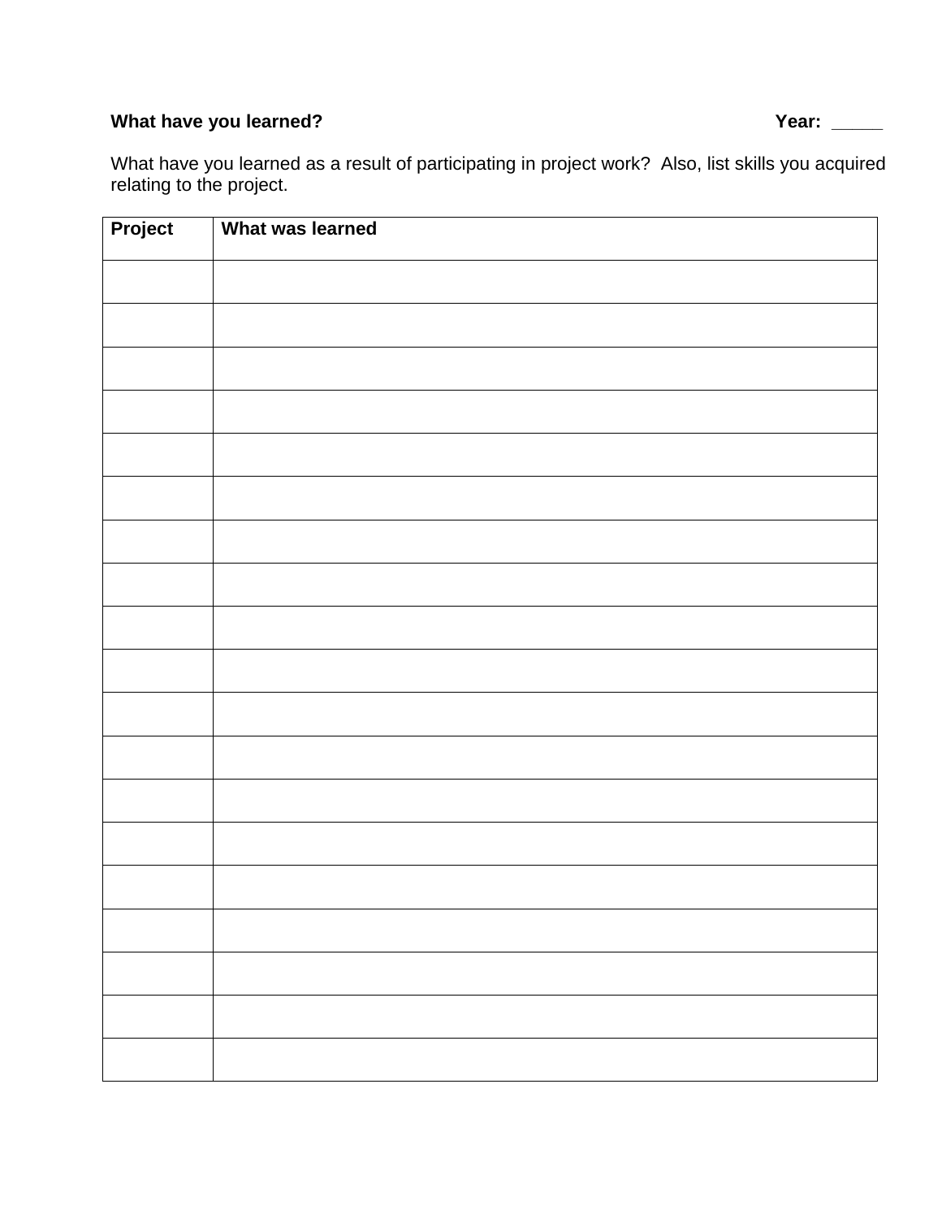**What have you learned?** **Year: _____**

What have you learned as a result of participating in project work? Also, list skills you acquired relating to the project.

| Project | What was learned |
|---|---|
| | |
| | |
| | |
| | |
| | |
| | |
| | |
| | |
| | |
| | |
| | |
| | |
| | |
| | |
| | |
| | |
| | |
| | |
| | |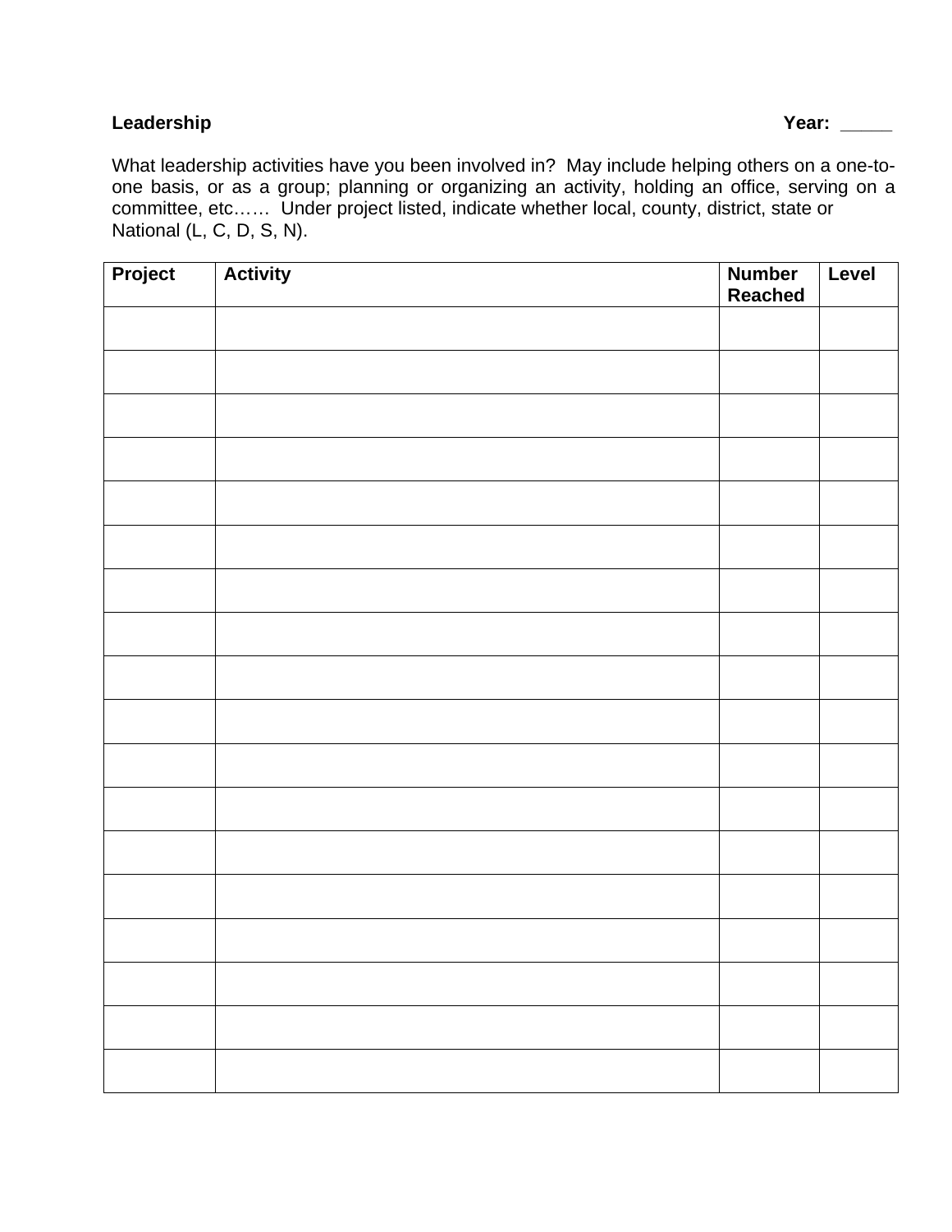**Leadership** **Year: _____**

What leadership activities have you been involved in? May include helping others on a one-to-one basis, or as a group; planning or organizing an activity, holding an office, serving on a committee, etc…… Under project listed, indicate whether local, county, district, state or National (L, C, D, S, N).

| Project | Activity | Number Reached | Level |
|---|---|---|---|
| | | | |
| | | | |
| | | | |
| | | | |
| | | | |
| | | | |
| | | | |
| | | | |
| | | | |
| | | | |
| | | | |
| | | | |
| | | | |
| | | | |
| | | | |
| | | | |
| | | | |
| | | | |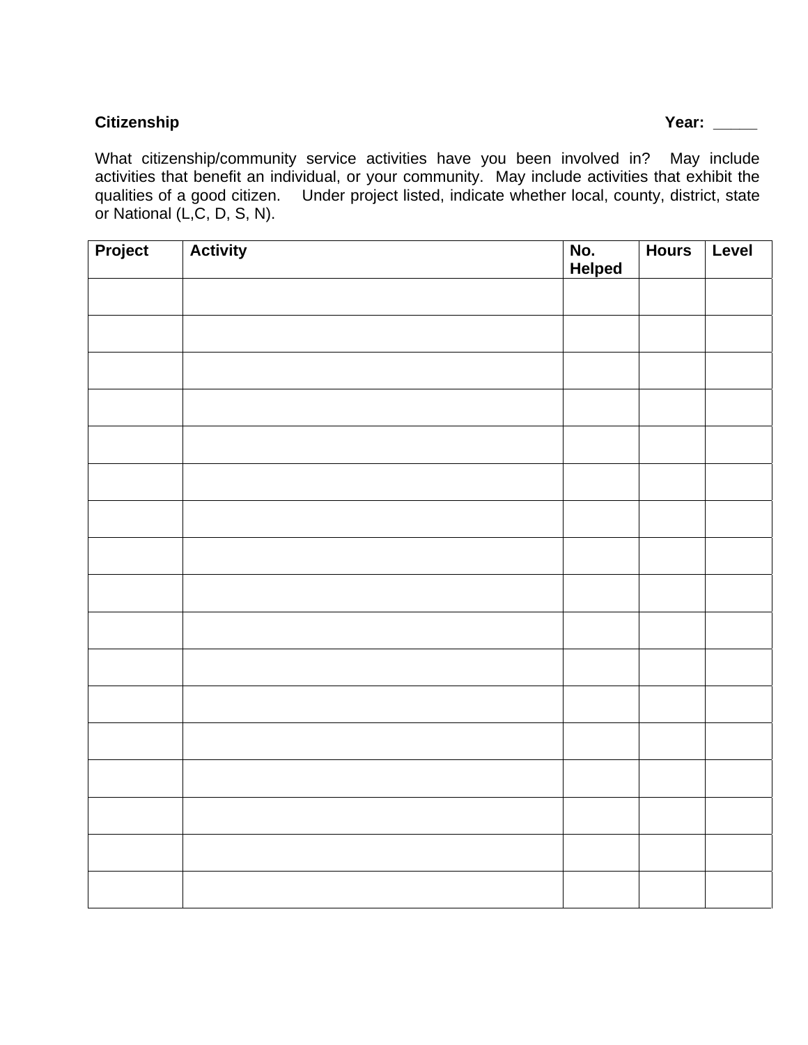**Citizenship** **Year: _____**

What citizenship/community service activities have you been involved in? May include activities that benefit an individual, or your community. May include activities that exhibit the qualities of a good citizen. Under project listed, indicate whether local, county, district, state or National (L,C, D, S, N).

| Project | Activity | No. Helped | Hours | Level |
|---|---|---|---|---|
| | | | | |
| | | | | |
| | | | | |
| | | | | |
| | | | | |
| | | | | |
| | | | | |
| | | | | |
| | | | | |
| | | | | |
| | | | | |
| | | | | |
| | | | | |
| | | | | |
| | | | | |
| | | | | |
| | | | | |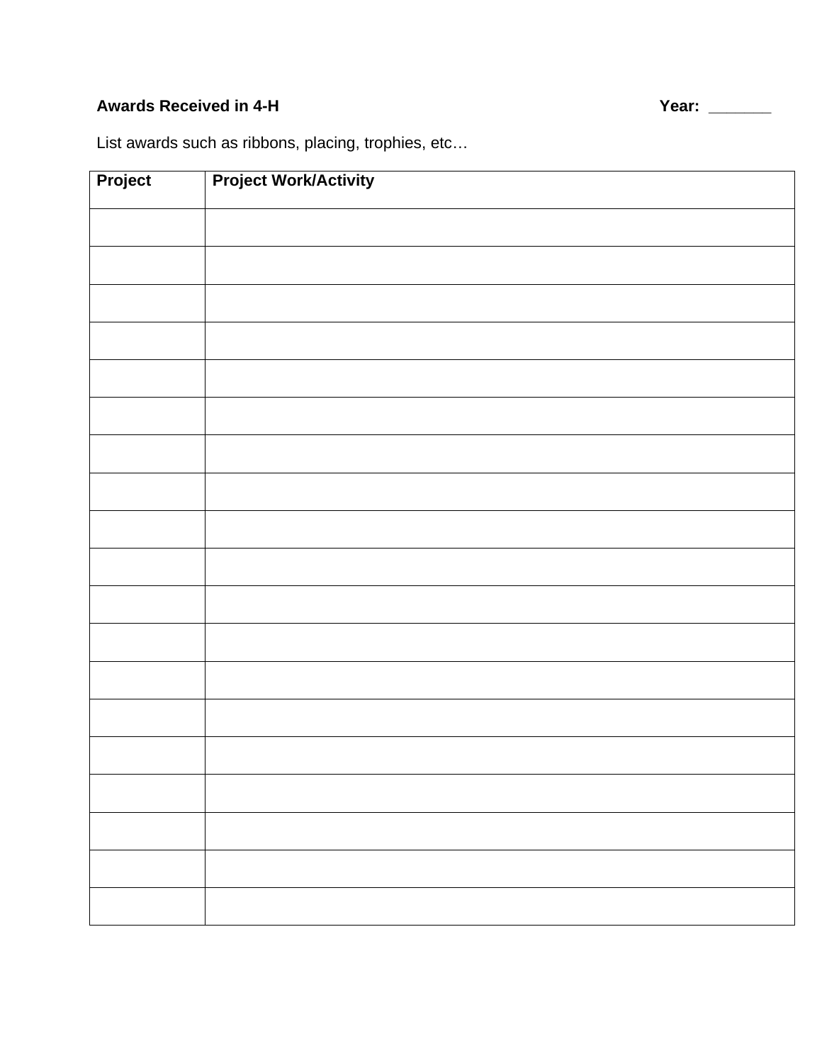**Awards Received in 4-H** **Year: _______**

List awards such as ribbons, placing, trophies, etc…

| Project | Project Work/Activity |
|---|---|
| | |
| | |
| | |
| | |
| | |
| | |
| | |
| | |
| | |
| | |
| | |
| | |
| | |
| | |
| | |
| | |
| | |
| | |
| | |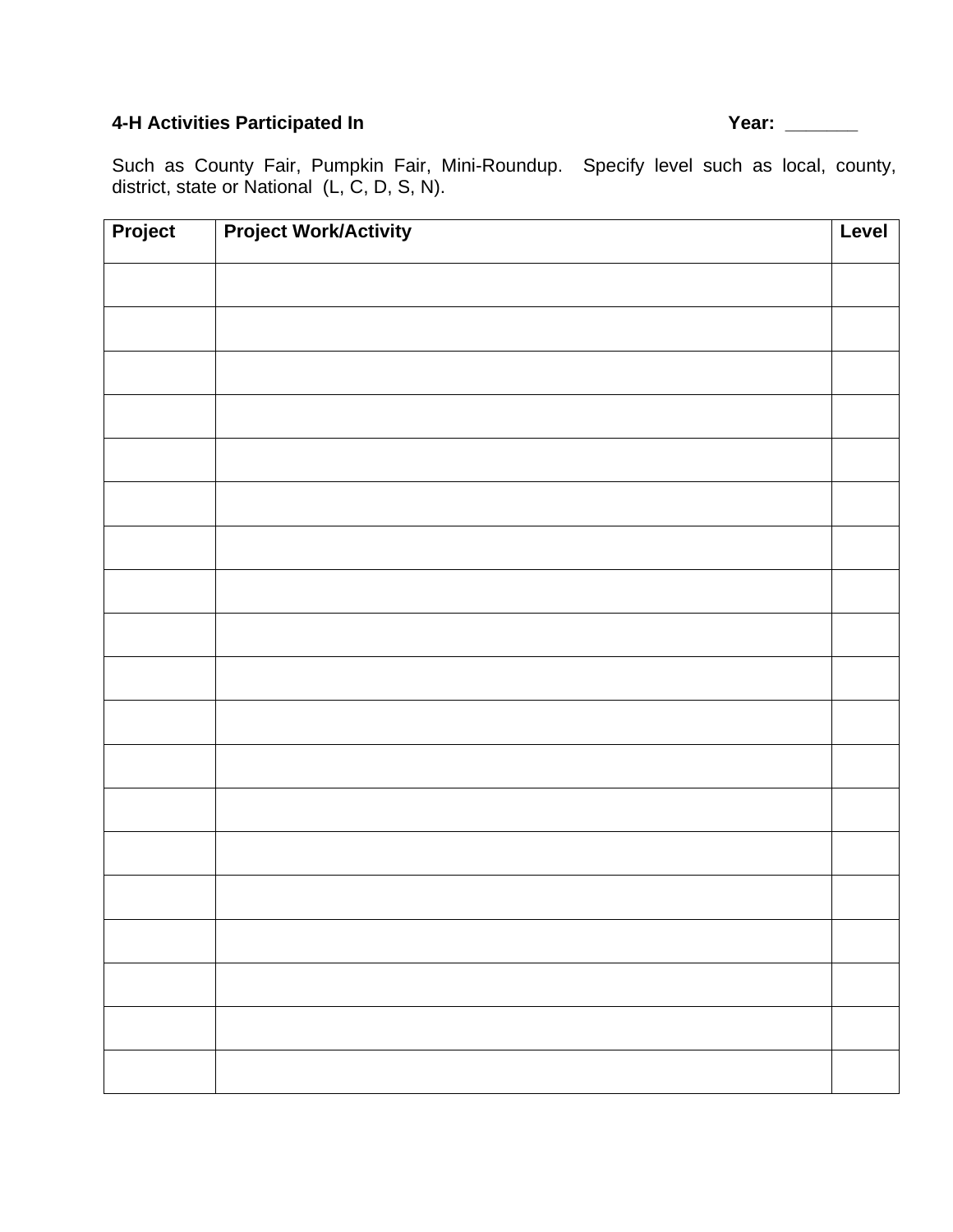**4-H Activities Participated In** **Year: _______**

Such as County Fair, Pumpkin Fair, Mini-Roundup. Specify level such as local, county, district, state or National (L, C, D, S, N).

| Project | Project Work/Activity | Level |
|---|---|---|
| | | |
| | | |
| | | |
| | | |
| | | |
| | | |
| | | |
| | | |
| | | |
| | | |
| | | |
| | | |
| | | |
| | | |
| | | |
| | | |
| | | |
| | | |
| | | |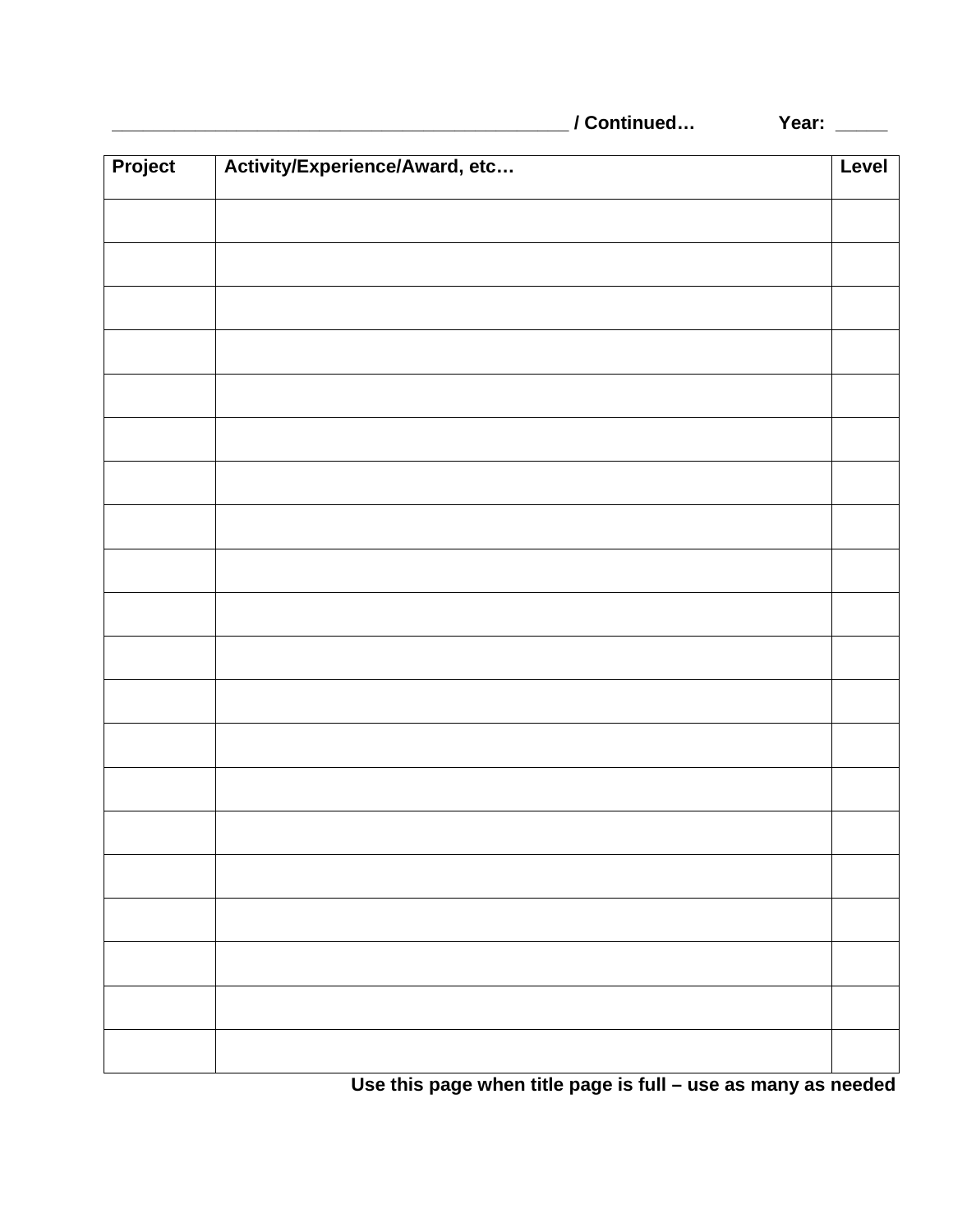**_____________________________________________ / Continued…  Year: _____**

| Project | Activity/Experience/Award, etc… | Level |
|---|---|---|
| | | |
| | | |
| | | |
| | | |
| | | |
| | | |
| | | |
| | | |
| | | |
| | | |
| | | |
| | | |
| | | |
| | | |
| | | |
| | | |
| | | |
| | | |
| | | |
| | | |

**Use this page when title page is full – use as many as needed**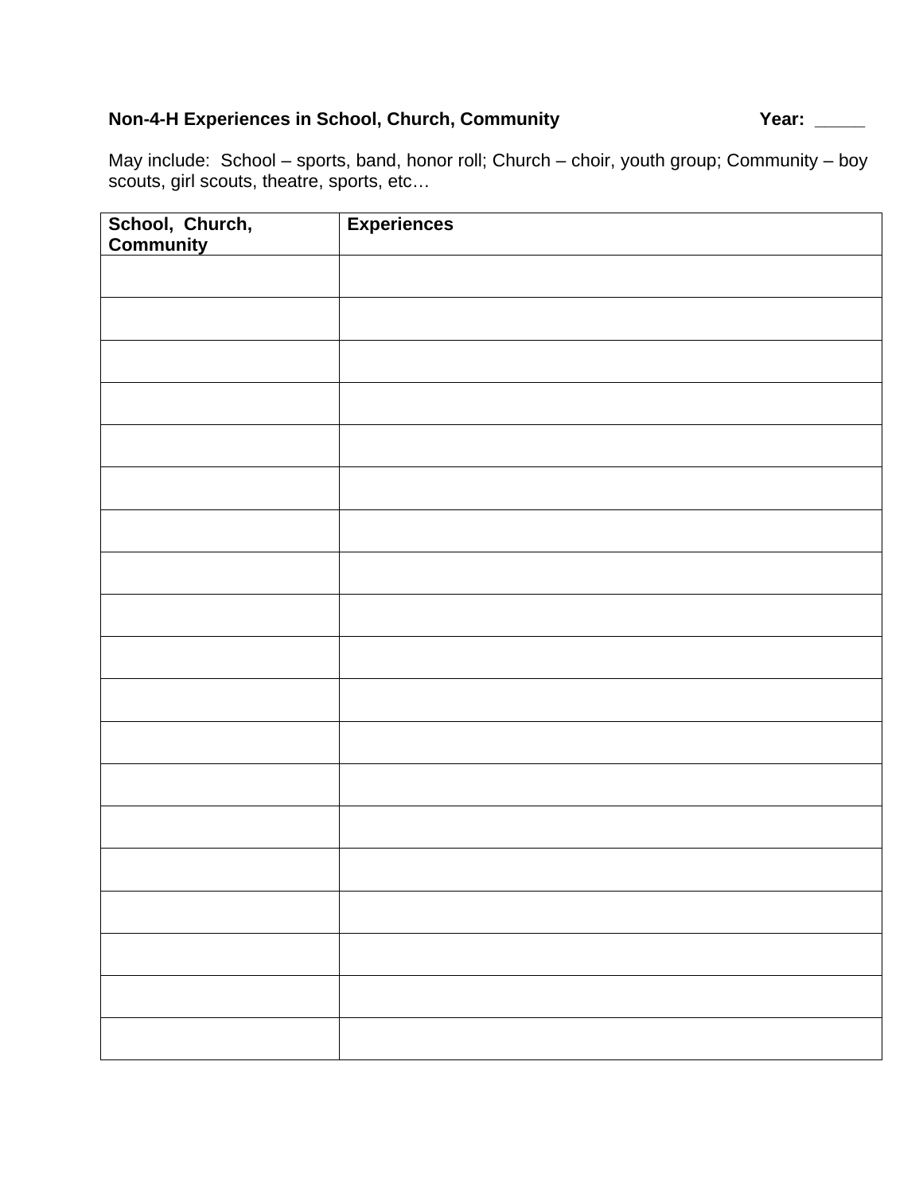**Non-4-H Experiences in School, Church, Community** **Year: _____**

May include: School – sports, band, honor roll; Church – choir, youth group; Community – boy scouts, girl scouts, theatre, sports, etc…

| School, Church, Community | Experiences |
|---|---|
| | |
| | |
| | |
| | |
| | |
| | |
| | |
| | |
| | |
| | |
| | |
| | |
| | |
| | |
| | |
| | |
| | |
| | |
| | |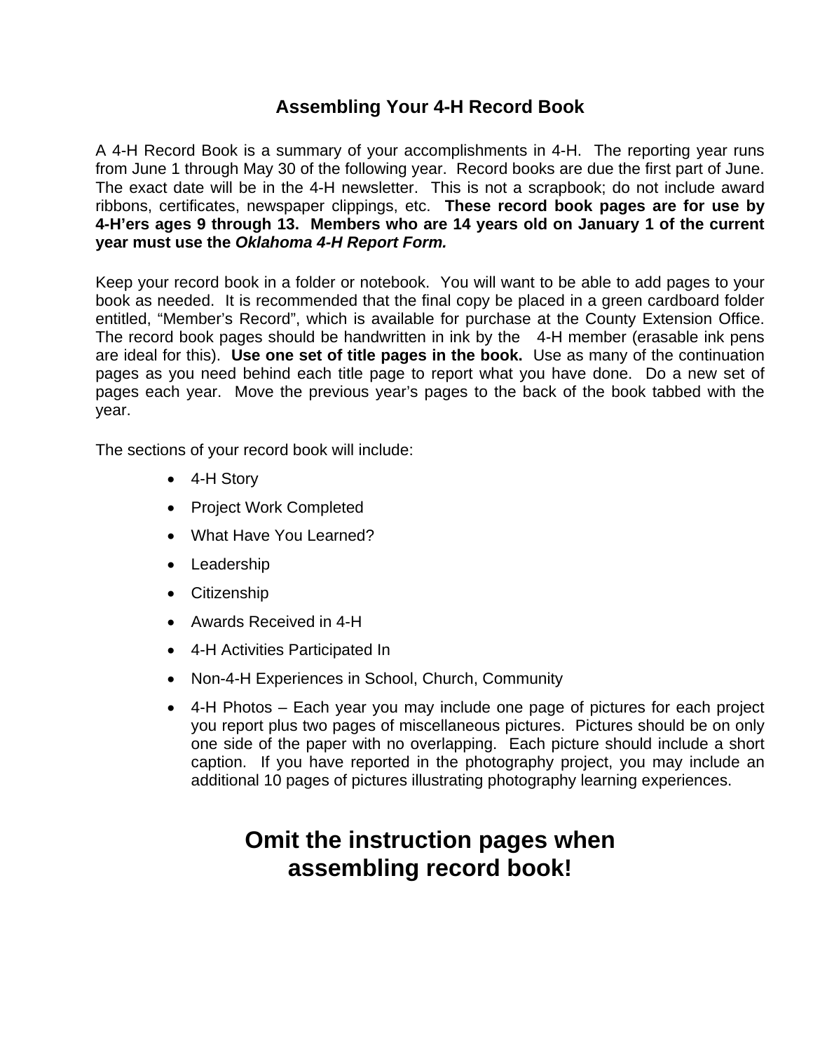# Assembling Your 4-H Record Book

A 4-H Record Book is a summary of your accomplishments in 4-H. The reporting year runs from June 1 through May 30 of the following year. Record books are due the first part of June. The exact date will be in the 4-H newsletter. This is not a scrapbook; do not include award ribbons, certificates, newspaper clippings, etc. **These record book pages are for use by 4-H'ers ages 9 through 13. Members who are 14 years old on January 1 of the current year must use the *Oklahoma 4-H Report Form.***

Keep your record book in a folder or notebook. You will want to be able to add pages to your book as needed. It is recommended that the final copy be placed in a green cardboard folder entitled, "Member's Record", which is available for purchase at the County Extension Office. The record book pages should be handwritten in ink by the 4-H member (erasable ink pens are ideal for this). **Use one set of title pages in the book.** Use as many of the continuation pages as you need behind each title page to report what you have done. Do a new set of pages each year. Move the previous year's pages to the back of the book tabbed with the year.

The sections of your record book will include:

- 4-H Story
- Project Work Completed
- What Have You Learned?
- Leadership
- Citizenship
- Awards Received in 4-H
- 4-H Activities Participated In
- Non-4-H Experiences in School, Church, Community
- 4-H Photos – Each year you may include one page of pictures for each project you report plus two pages of miscellaneous pictures. Pictures should be on only one side of the paper with no overlapping. Each picture should include a short caption. If you have reported in the photography project, you may include an additional 10 pages of pictures illustrating photography learning experiences.

## Omit the instruction pages when assembling record book!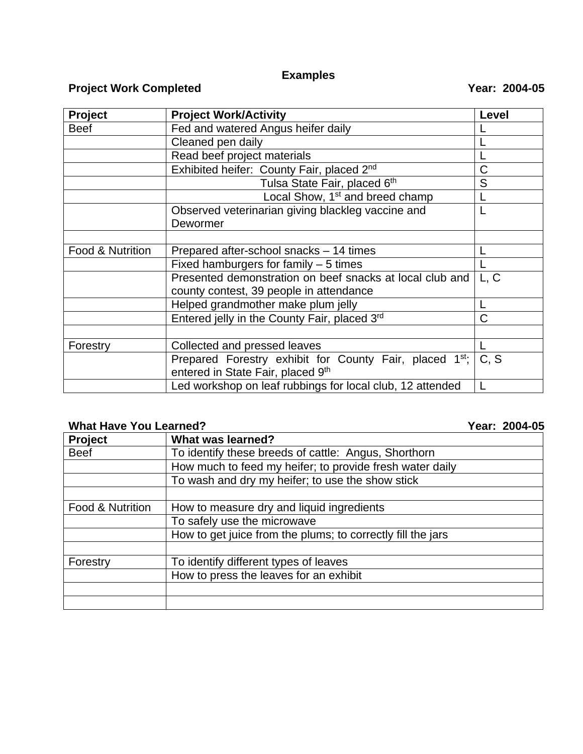## Examples

**Project Work Completed** **Year: 2004-05**

| Project | Project Work/Activity | Level |
|---|---|---|
| Beef | Fed and watered Angus heifer daily | L |
| | Cleaned pen daily | L |
| | Read beef project materials | L |
| | Exhibited heifer: County Fair, placed 2nd | C |
| | Tulsa State Fair, placed 6th | S |
| | Local Show, 1st and breed champ | L |
| | Observed veterinarian giving blackleg vaccine and Dewormer | L |
| | | |
| Food & Nutrition | Prepared after-school snacks – 14 times | L |
| | Fixed hamburgers for family – 5 times | L |
| | Presented demonstration on beef snacks at local club and county contest, 39 people in attendance | L, C |
| | Helped grandmother make plum jelly | L |
| | Entered jelly in the County Fair, placed 3rd | C |
| | | |
| Forestry | Collected and pressed leaves | L |
| | Prepared Forestry exhibit for County Fair, placed 1st; entered in State Fair, placed 9th | C, S |
| | Led workshop on leaf rubbings for local club, 12 attended | L |

**What Have You Learned?** **Year: 2004-05**

| Project | What was learned? |
|---|---|
| Beef | To identify these breeds of cattle: Angus, Shorthorn |
| | How much to feed my heifer; to provide fresh water daily |
| | To wash and dry my heifer; to use the show stick |
| | |
| Food & Nutrition | How to measure dry and liquid ingredients |
| | To safely use the microwave |
| | How to get juice from the plums; to correctly fill the jars |
| | |
| Forestry | To identify different types of leaves |
| | How to press the leaves for an exhibit |
| | |
| | |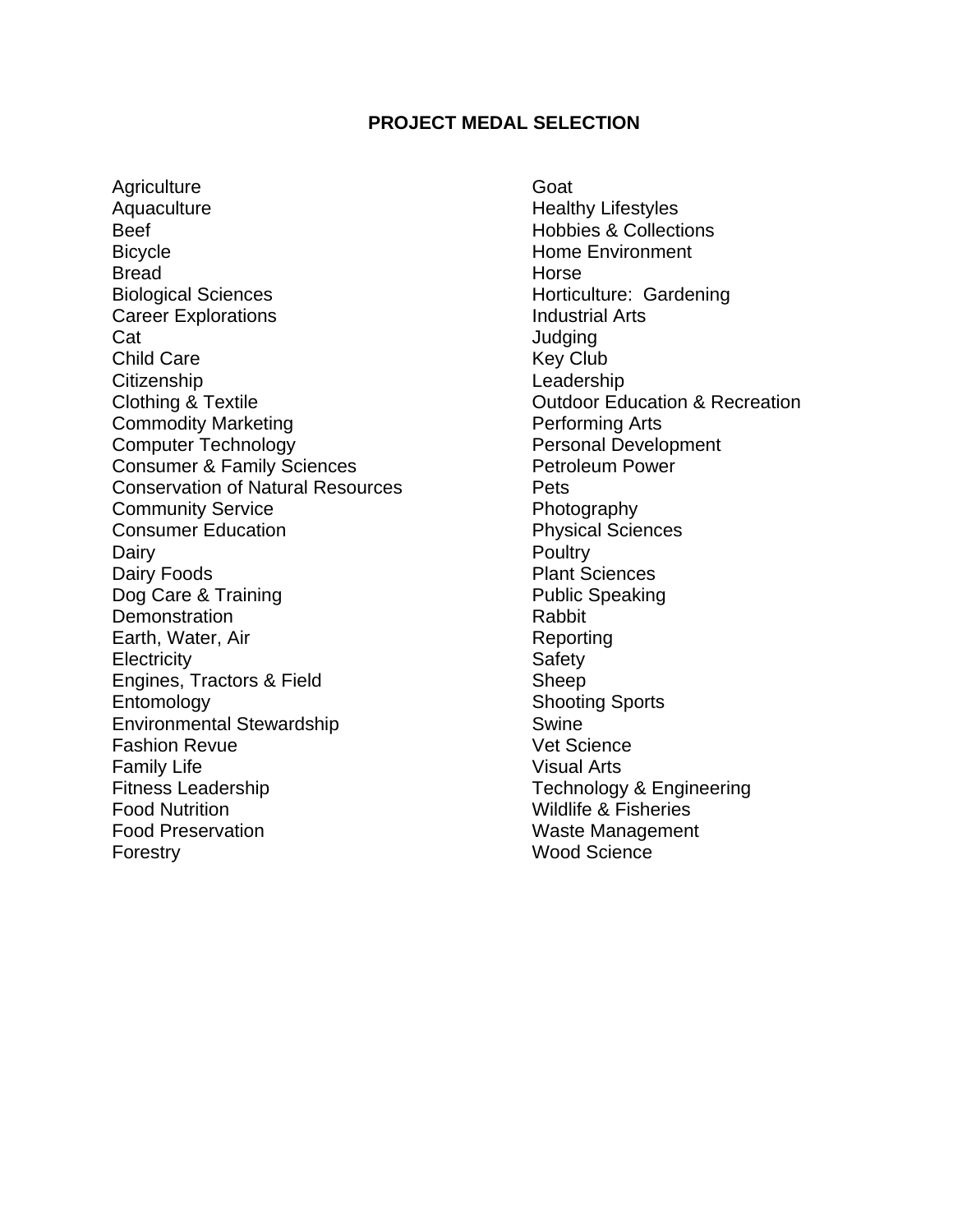# PROJECT MEDAL SELECTION

Agriculture
Aquaculture
Beef
Bicycle
Bread
Biological Sciences
Career Explorations
Cat
Child Care
Citizenship
Clothing & Textile
Commodity Marketing
Computer Technology
Consumer & Family Sciences
Conservation of Natural Resources
Community Service
Consumer Education
Dairy
Dairy Foods
Dog Care & Training
Demonstration
Earth, Water, Air
Electricity
Engines, Tractors & Field
Entomology
Environmental Stewardship
Fashion Revue
Family Life
Fitness Leadership
Food Nutrition
Food Preservation
Forestry
Goat
Healthy Lifestyles
Hobbies & Collections
Home Environment
Horse
Horticulture: Gardening
Industrial Arts
Judging
Key Club
Leadership
Outdoor Education & Recreation
Performing Arts
Personal Development
Petroleum Power
Pets
Photography
Physical Sciences
Poultry
Plant Sciences
Public Speaking
Rabbit
Reporting
Safety
Sheep
Shooting Sports
Swine
Vet Science
Visual Arts
Technology & Engineering
Wildlife & Fisheries
Waste Management
Wood Science